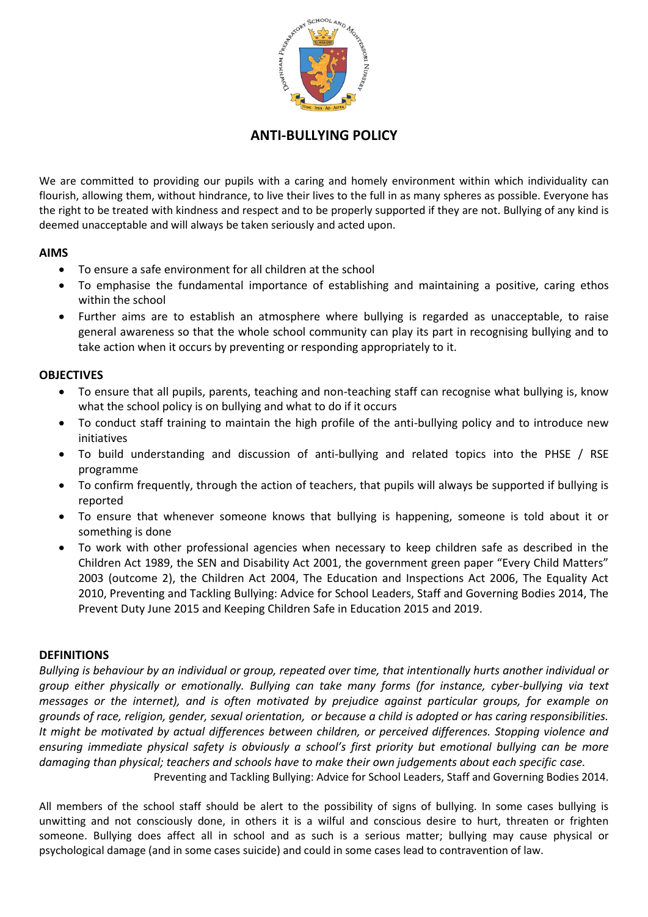# ANTI-BULLYING POLICY

We are committed to providing our pupils with a caring and homely environment within which individuality can flourish, allowing them, without hindrance, to live their lives to the full in as many spheres as possible. Everyone has the right to be treated with kindness and respect and to be properly supported if they are not. Bullying of any kind is deemed unacceptable and will always be taken seriously and acted upon.

## AIMS

- To ensure a safe environment for all children at the school
- To emphasise the fundamental importance of establishing and maintaining a positive, caring ethos within the school
- Further aims are to establish an atmosphere where bullying is regarded as unacceptable, to raise general awareness so that the whole school community can play its part in recognising bullying and to take action when it occurs by preventing or responding appropriately to it.

## OBJECTIVES

- To ensure that all pupils, parents, teaching and non-teaching staff can recognise what bullying is, know what the school policy is on bullying and what to do if it occurs
- To conduct staff training to maintain the high profile of the anti-bullying policy and to introduce new initiatives
- To build understanding and discussion of anti-bullying and related topics into the PHSE / RSE programme
- To confirm frequently, through the action of teachers, that pupils will always be supported if bullying is reported
- To ensure that whenever someone knows that bullying is happening, someone is told about it or something is done
- To work with other professional agencies when necessary to keep children safe as described in the Children Act 1989, the SEN and Disability Act 2001, the government green paper "Every Child Matters" 2003 (outcome 2), the Children Act 2004, The Education and Inspections Act 2006, The Equality Act 2010, Preventing and Tackling Bullying: Advice for School Leaders, Staff and Governing Bodies 2014, The Prevent Duty June 2015 and Keeping Children Safe in Education 2015 and 2019.

## DEFINITIONS

*Bullying is behaviour by an individual or group, repeated over time, that intentionally hurts another individual or group either physically or emotionally. Bullying can take many forms (for instance, cyber-bullying via text messages or the internet), and is often motivated by prejudice against particular groups, for example on grounds of race, religion, gender, sexual orientation, or because a child is adopted or has caring responsibilities. It might be motivated by actual differences between children, or perceived differences. Stopping violence and ensuring immediate physical safety is obviously a school's first priority but emotional bullying can be more damaging than physical; teachers and schools have to make their own judgements about each specific case.*

Preventing and Tackling Bullying: Advice for School Leaders, Staff and Governing Bodies 2014.

All members of the school staff should be alert to the possibility of signs of bullying. In some cases bullying is unwitting and not consciously done, in others it is a wilful and conscious desire to hurt, threaten or frighten someone. Bullying does affect all in school and as such is a serious matter; bullying may cause physical or psychological damage (and in some cases suicide) and could in some cases lead to contravention of law.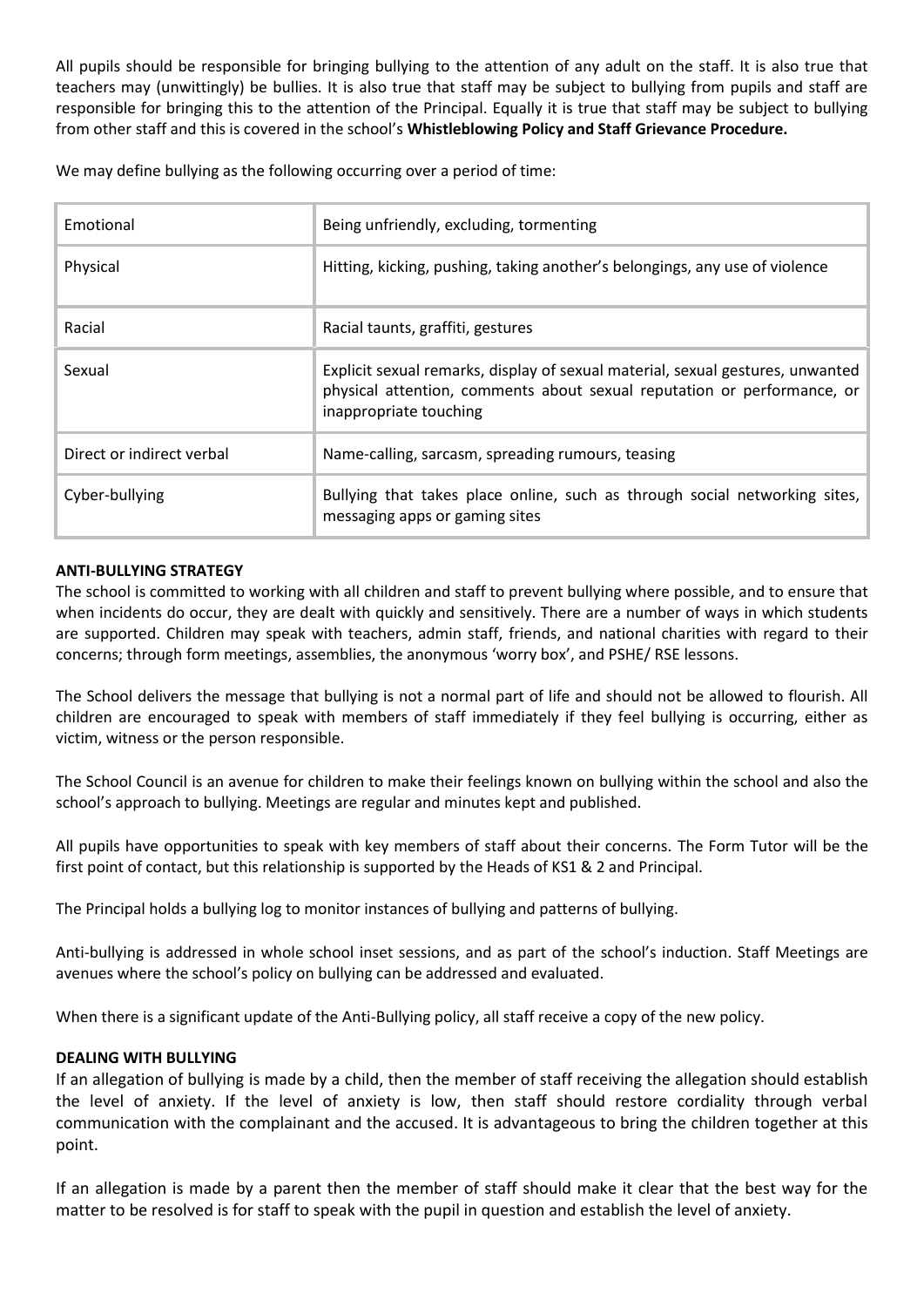All pupils should be responsible for bringing bullying to the attention of any adult on the staff. It is also true that teachers may (unwittingly) be bullies. It is also true that staff may be subject to bullying from pupils and staff are responsible for bringing this to the attention of the Principal. Equally it is true that staff may be subject to bullying from other staff and this is covered in the school's **Whistleblowing Policy and Staff Grievance Procedure.**

We may define bullying as the following occurring over a period of time:

| | |
|---|---|
| Emotional | Being unfriendly, excluding, tormenting |
| Physical | Hitting, kicking, pushing, taking another's belongings, any use of violence |
| Racial | Racial taunts, graffiti, gestures |
| Sexual | Explicit sexual remarks, display of sexual material, sexual gestures, unwanted physical attention, comments about sexual reputation or performance, or inappropriate touching |
| Direct or indirect verbal | Name-calling, sarcasm, spreading rumours, teasing |
| Cyber-bullying | Bullying that takes place online, such as through social networking sites, messaging apps or gaming sites |

**ANTI-BULLYING STRATEGY**

The school is committed to working with all children and staff to prevent bullying where possible, and to ensure that when incidents do occur, they are dealt with quickly and sensitively. There are a number of ways in which students are supported. Children may speak with teachers, admin staff, friends, and national charities with regard to their concerns; through form meetings, assemblies, the anonymous 'worry box', and PSHE/ RSE lessons.

The School delivers the message that bullying is not a normal part of life and should not be allowed to flourish. All children are encouraged to speak with members of staff immediately if they feel bullying is occurring, either as victim, witness or the person responsible.

The School Council is an avenue for children to make their feelings known on bullying within the school and also the school's approach to bullying. Meetings are regular and minutes kept and published.

All pupils have opportunities to speak with key members of staff about their concerns. The Form Tutor will be the first point of contact, but this relationship is supported by the Heads of KS1 & 2 and Principal.

The Principal holds a bullying log to monitor instances of bullying and patterns of bullying.

Anti-bullying is addressed in whole school inset sessions, and as part of the school's induction. Staff Meetings are avenues where the school's policy on bullying can be addressed and evaluated.

When there is a significant update of the Anti-Bullying policy, all staff receive a copy of the new policy.

**DEALING WITH BULLYING**

If an allegation of bullying is made by a child, then the member of staff receiving the allegation should establish the level of anxiety. If the level of anxiety is low, then staff should restore cordiality through verbal communication with the complainant and the accused. It is advantageous to bring the children together at this point.

If an allegation is made by a parent then the member of staff should make it clear that the best way for the matter to be resolved is for staff to speak with the pupil in question and establish the level of anxiety.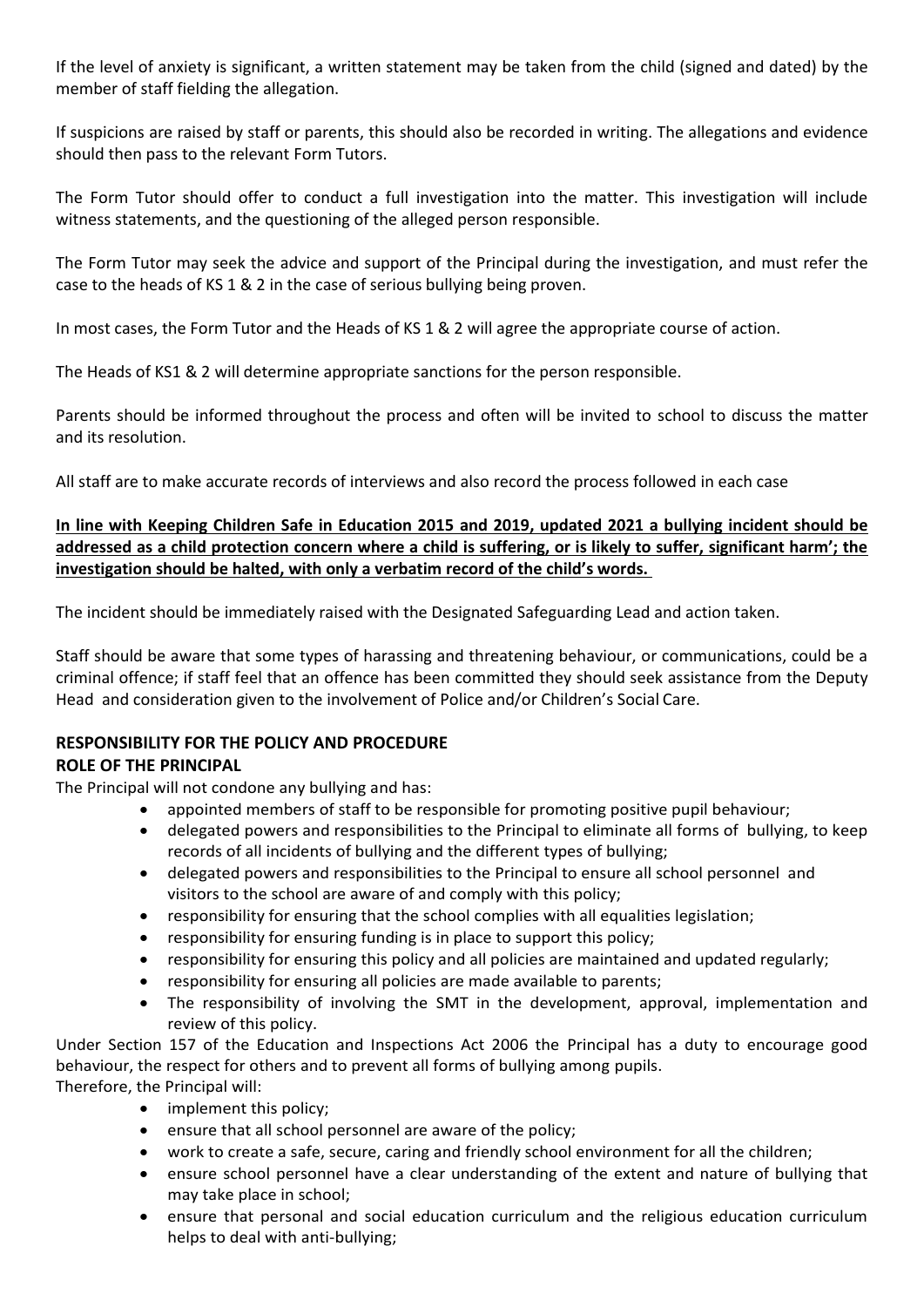If the level of anxiety is significant, a written statement may be taken from the child (signed and dated) by the member of staff fielding the allegation.

If suspicions are raised by staff or parents, this should also be recorded in writing. The allegations and evidence should then pass to the relevant Form Tutors.

The Form Tutor should offer to conduct a full investigation into the matter. This investigation will include witness statements, and the questioning of the alleged person responsible.

The Form Tutor may seek the advice and support of the Principal during the investigation, and must refer the case to the heads of KS 1 & 2 in the case of serious bullying being proven.

In most cases, the Form Tutor and the Heads of KS 1 & 2 will agree the appropriate course of action.

The Heads of KS1 & 2 will determine appropriate sanctions for the person responsible.

Parents should be informed throughout the process and often will be invited to school to discuss the matter and its resolution.

All staff are to make accurate records of interviews and also record the process followed in each case

<u>**In line with Keeping Children Safe in Education 2015 and 2019, updated 2021 a bullying incident should be addressed as a child protection concern where a child is suffering, or is likely to suffer, significant harm'; the investigation should be halted, with only a verbatim record of the child's words.**</u>

The incident should be immediately raised with the Designated Safeguarding Lead and action taken.

Staff should be aware that some types of harassing and threatening behaviour, or communications, could be a criminal offence; if staff feel that an offence has been committed they should seek assistance from the Deputy Head and consideration given to the involvement of Police and/or Children's Social Care.

## RESPONSIBILITY FOR THE POLICY AND PROCEDURE

### ROLE OF THE PRINCIPAL

The Principal will not condone any bullying and has:

- appointed members of staff to be responsible for promoting positive pupil behaviour;
- delegated powers and responsibilities to the Principal to eliminate all forms of bullying, to keep records of all incidents of bullying and the different types of bullying;
- delegated powers and responsibilities to the Principal to ensure all school personnel and visitors to the school are aware of and comply with this policy;
- responsibility for ensuring that the school complies with all equalities legislation;
- responsibility for ensuring funding is in place to support this policy;
- responsibility for ensuring this policy and all policies are maintained and updated regularly;
- responsibility for ensuring all policies are made available to parents;
- The responsibility of involving the SMT in the development, approval, implementation and review of this policy.

Under Section 157 of the Education and Inspections Act 2006 the Principal has a duty to encourage good behaviour, the respect for others and to prevent all forms of bullying among pupils.

Therefore, the Principal will:

- implement this policy;
- ensure that all school personnel are aware of the policy;
- work to create a safe, secure, caring and friendly school environment for all the children;
- ensure school personnel have a clear understanding of the extent and nature of bullying that may take place in school;
- ensure that personal and social education curriculum and the religious education curriculum helps to deal with anti-bullying;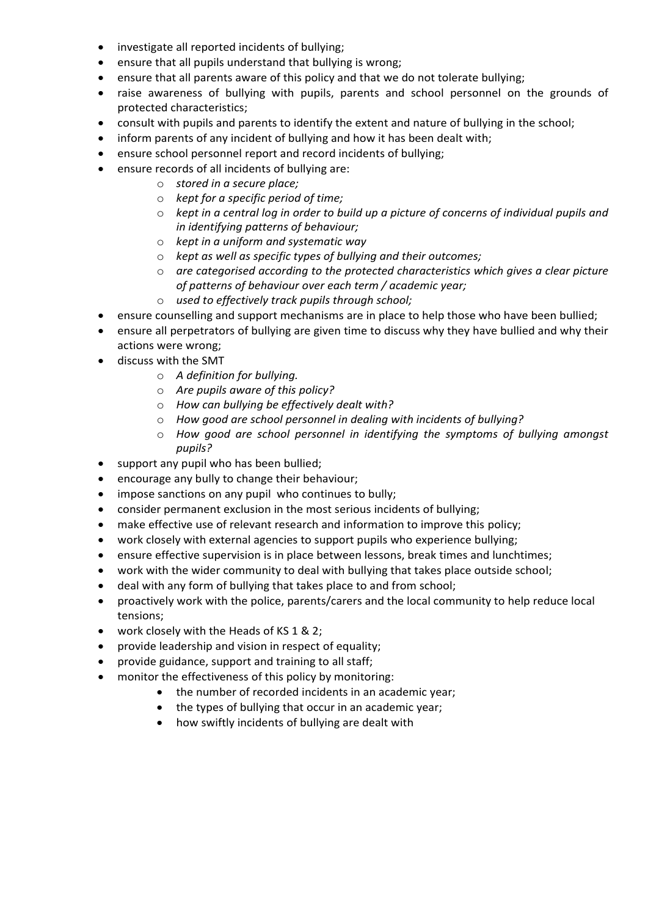- investigate all reported incidents of bullying;
- ensure that all pupils understand that bullying is wrong;
- ensure that all parents aware of this policy and that we do not tolerate bullying;
- raise awareness of bullying with pupils, parents and school personnel on the grounds of protected characteristics;
- consult with pupils and parents to identify the extent and nature of bullying in the school;
- inform parents of any incident of bullying and how it has been dealt with;
- ensure school personnel report and record incidents of bullying;
- ensure records of all incidents of bullying are:
    - *stored in a secure place;*
    - *kept for a specific period of time;*
    - *kept in a central log in order to build up a picture of concerns of individual pupils and in identifying patterns of behaviour;*
    - *kept in a uniform and systematic way*
    - *kept as well as specific types of bullying and their outcomes;*
    - *are categorised according to the protected characteristics which gives a clear picture of patterns of behaviour over each term / academic year;*
    - *used to effectively track pupils through school;*
- ensure counselling and support mechanisms are in place to help those who have been bullied;
- ensure all perpetrators of bullying are given time to discuss why they have bullied and why their actions were wrong;
- discuss with the SMT
    - *A definition for bullying.*
    - *Are pupils aware of this policy?*
    - *How can bullying be effectively dealt with?*
    - *How good are school personnel in dealing with incidents of bullying?*
    - *How good are school personnel in identifying the symptoms of bullying amongst pupils?*
- support any pupil who has been bullied;
- encourage any bully to change their behaviour;
- impose sanctions on any pupil who continues to bully;
- consider permanent exclusion in the most serious incidents of bullying;
- make effective use of relevant research and information to improve this policy;
- work closely with external agencies to support pupils who experience bullying;
- ensure effective supervision is in place between lessons, break times and lunchtimes;
- work with the wider community to deal with bullying that takes place outside school;
- deal with any form of bullying that takes place to and from school;
- proactively work with the police, parents/carers and the local community to help reduce local tensions;
- work closely with the Heads of KS 1 & 2;
- provide leadership and vision in respect of equality;
- provide guidance, support and training to all staff;
- monitor the effectiveness of this policy by monitoring:
    - the number of recorded incidents in an academic year;
    - the types of bullying that occur in an academic year;
    - how swiftly incidents of bullying are dealt with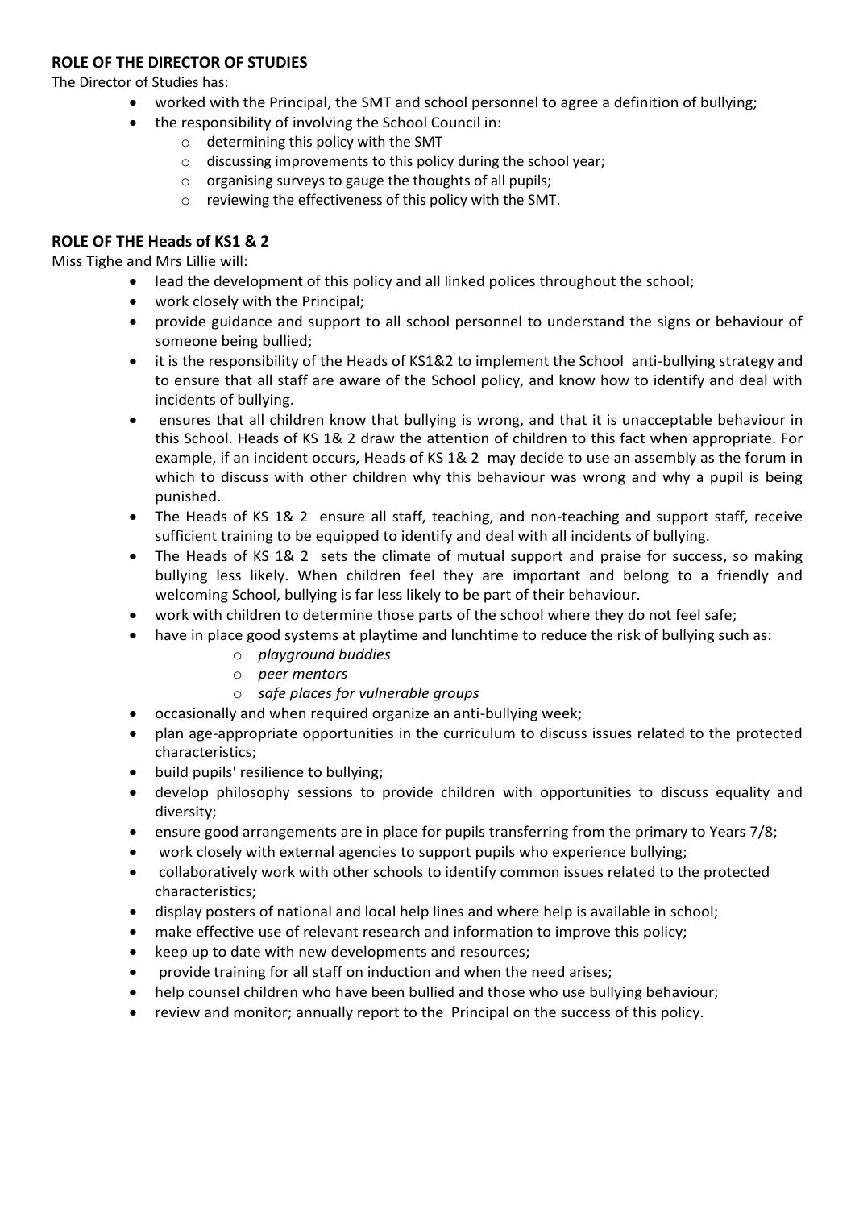**ROLE OF THE DIRECTOR OF STUDIES**

The Director of Studies has:

- worked with the Principal, the SMT and school personnel to agree a definition of bullying;
- the responsibility of involving the School Council in:
    - determining this policy with the SMT
    - discussing improvements to this policy during the school year;
    - organising surveys to gauge the thoughts of all pupils;
    - reviewing the effectiveness of this policy with the SMT.

**ROLE OF THE Heads of KS1 & 2**

Miss Tighe and Mrs Lillie will:

- lead the development of this policy and all linked polices throughout the school;
- work closely with the Principal;
- provide guidance and support to all school personnel to understand the signs or behaviour of someone being bullied;
- it is the responsibility of the Heads of KS1&2 to implement the School anti-bullying strategy and to ensure that all staff are aware of the School policy, and know how to identify and deal with incidents of bullying.
- ensures that all children know that bullying is wrong, and that it is unacceptable behaviour in this School. Heads of KS 1& 2 draw the attention of children to this fact when appropriate. For example, if an incident occurs, Heads of KS 1& 2 may decide to use an assembly as the forum in which to discuss with other children why this behaviour was wrong and why a pupil is being punished.
- The Heads of KS 1& 2 ensure all staff, teaching, and non-teaching and support staff, receive sufficient training to be equipped to identify and deal with all incidents of bullying.
- The Heads of KS 1& 2 sets the climate of mutual support and praise for success, so making bullying less likely. When children feel they are important and belong to a friendly and welcoming School, bullying is far less likely to be part of their behaviour.
- work with children to determine those parts of the school where they do not feel safe;
- have in place good systems at playtime and lunchtime to reduce the risk of bullying such as:
    - *playground buddies*
    - *peer mentors*
    - *safe places for vulnerable groups*
- occasionally and when required organize an anti-bullying week;
- plan age-appropriate opportunities in the curriculum to discuss issues related to the protected characteristics;
- build pupils' resilience to bullying;
- develop philosophy sessions to provide children with opportunities to discuss equality and diversity;
- ensure good arrangements are in place for pupils transferring from the primary to Years 7/8;
- work closely with external agencies to support pupils who experience bullying;
- collaboratively work with other schools to identify common issues related to the protected characteristics;
- display posters of national and local help lines and where help is available in school;
- make effective use of relevant research and information to improve this policy;
- keep up to date with new developments and resources;
- provide training for all staff on induction and when the need arises;
- help counsel children who have been bullied and those who use bullying behaviour;
- review and monitor; annually report to the Principal on the success of this policy.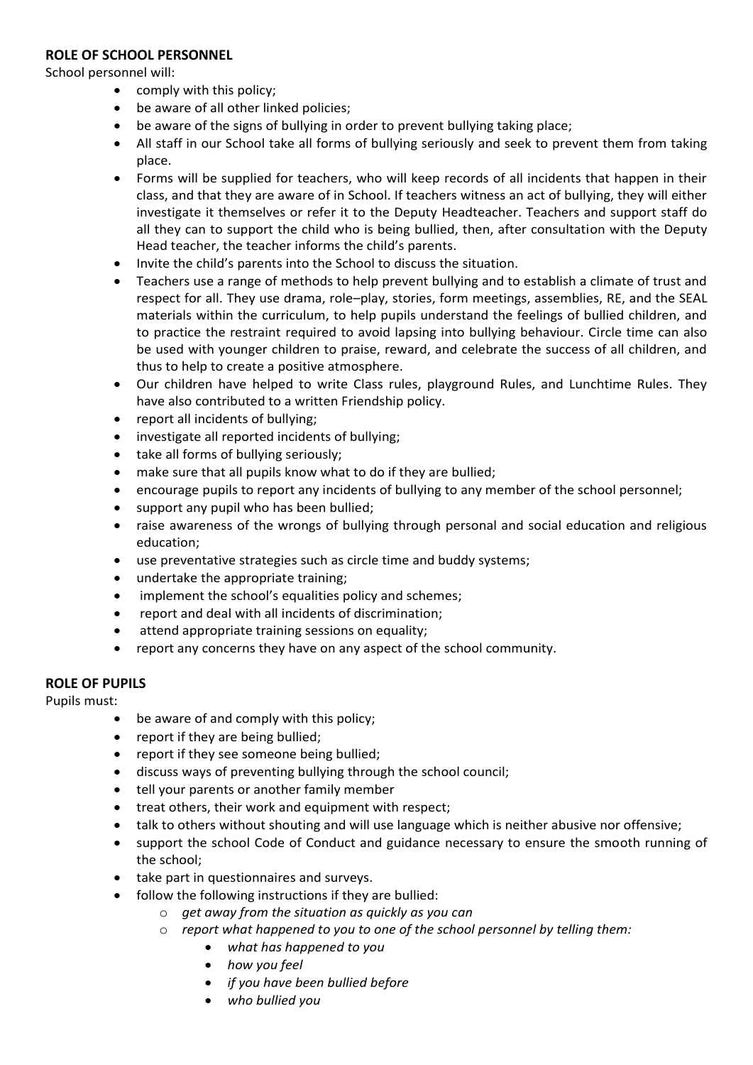**ROLE OF SCHOOL PERSONNEL**

School personnel will:

- comply with this policy;
- be aware of all other linked policies;
- be aware of the signs of bullying in order to prevent bullying taking place;
- All staff in our School take all forms of bullying seriously and seek to prevent them from taking place.
- Forms will be supplied for teachers, who will keep records of all incidents that happen in their class, and that they are aware of in School. If teachers witness an act of bullying, they will either investigate it themselves or refer it to the Deputy Headteacher. Teachers and support staff do all they can to support the child who is being bullied, then, after consultation with the Deputy Head teacher, the teacher informs the child's parents.
- Invite the child's parents into the School to discuss the situation.
- Teachers use a range of methods to help prevent bullying and to establish a climate of trust and respect for all. They use drama, role–play, stories, form meetings, assemblies, RE, and the SEAL materials within the curriculum, to help pupils understand the feelings of bullied children, and to practice the restraint required to avoid lapsing into bullying behaviour. Circle time can also be used with younger children to praise, reward, and celebrate the success of all children, and thus to help to create a positive atmosphere.
- Our children have helped to write Class rules, playground Rules, and Lunchtime Rules. They have also contributed to a written Friendship policy.
- report all incidents of bullying;
- investigate all reported incidents of bullying;
- take all forms of bullying seriously;
- make sure that all pupils know what to do if they are bullied;
- encourage pupils to report any incidents of bullying to any member of the school personnel;
- support any pupil who has been bullied;
- raise awareness of the wrongs of bullying through personal and social education and religious education;
- use preventative strategies such as circle time and buddy systems;
- undertake the appropriate training;
- implement the school's equalities policy and schemes;
- report and deal with all incidents of discrimination;
- attend appropriate training sessions on equality;
- report any concerns they have on any aspect of the school community.

**ROLE OF PUPILS**

Pupils must:

- be aware of and comply with this policy;
- report if they are being bullied;
- report if they see someone being bullied;
- discuss ways of preventing bullying through the school council;
- tell your parents or another family member
- treat others, their work and equipment with respect;
- talk to others without shouting and will use language which is neither abusive nor offensive;
- support the school Code of Conduct and guidance necessary to ensure the smooth running of the school;
- take part in questionnaires and surveys.
- follow the following instructions if they are bullied:
    - *get away from the situation as quickly as you can*
    - *report what happened to you to one of the school personnel by telling them:*
        - *what has happened to you*
        - *how you feel*
        - *if you have been bullied before*
        - *who bullied you*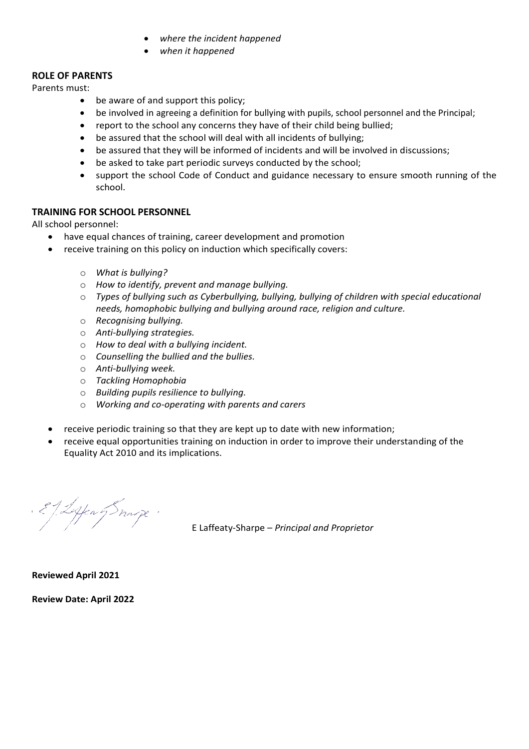- *where the incident happened*
- *when it happened*

**ROLE OF PARENTS**

Parents must:

- be aware of and support this policy;
- be involved in agreeing a definition for bullying with pupils, school personnel and the Principal;
- report to the school any concerns they have of their child being bullied;
- be assured that the school will deal with all incidents of bullying;
- be assured that they will be informed of incidents and will be involved in discussions;
- be asked to take part periodic surveys conducted by the school;
- support the school Code of Conduct and guidance necessary to ensure smooth running of the school.

**TRAINING FOR SCHOOL PERSONNEL**

All school personnel:

- have equal chances of training, career development and promotion
- receive training on this policy on induction which specifically covers:
    - *What is bullying?*
    - *How to identify, prevent and manage bullying.*
    - *Types of bullying such as Cyberbullying, bullying, bullying of children with special educational needs, homophobic bullying and bullying around race, religion and culture.*
    - *Recognising bullying.*
    - *Anti-bullying strategies.*
    - *How to deal with a bullying incident.*
    - *Counselling the bullied and the bullies.*
    - *Anti-bullying week.*
    - *Tackling Homophobia*
    - *Building pupils resilience to bullying.*
    - *Working and co-operating with parents and carers*
- receive periodic training so that they are kept up to date with new information;
- receive equal opportunities training on induction in order to improve their understanding of the Equality Act 2010 and its implications.

E Laffeaty-Sharpe – *Principal and Proprietor*

**Reviewed April 2021**

**Review Date: April 2022**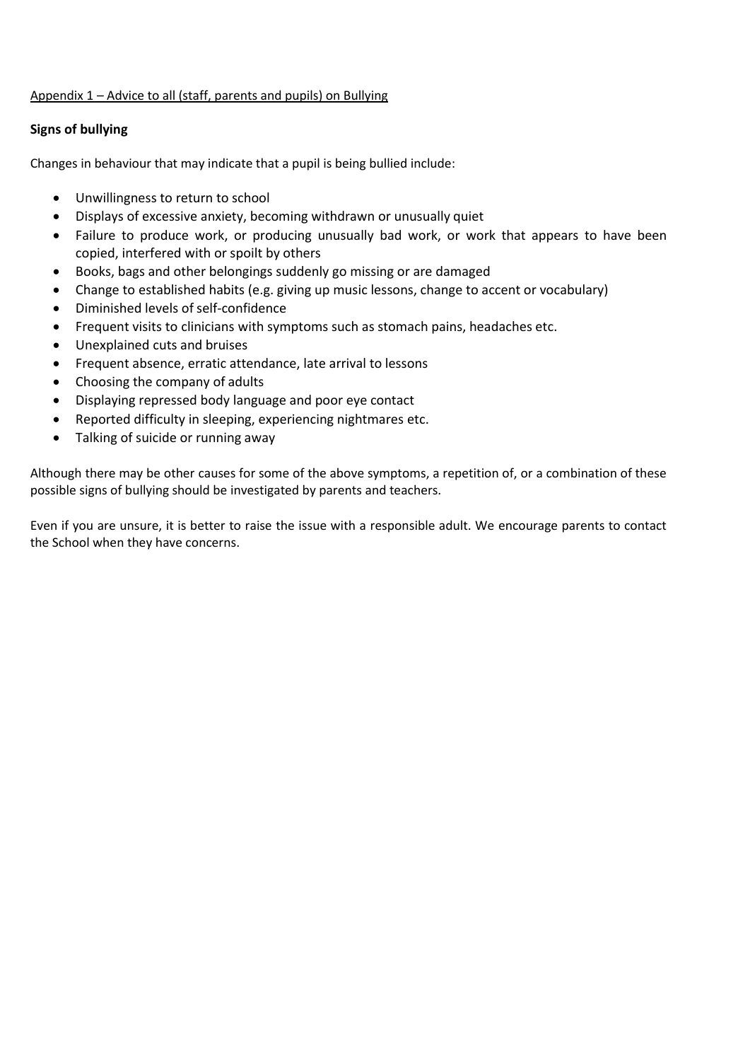<u>Appendix 1 – Advice to all (staff, parents and pupils) on Bullying</u>

**Signs of bullying**

Changes in behaviour that may indicate that a pupil is being bullied include:

- Unwillingness to return to school
- Displays of excessive anxiety, becoming withdrawn or unusually quiet
- Failure to produce work, or producing unusually bad work, or work that appears to have been copied, interfered with or spoilt by others
- Books, bags and other belongings suddenly go missing or are damaged
- Change to established habits (e.g. giving up music lessons, change to accent or vocabulary)
- Diminished levels of self-confidence
- Frequent visits to clinicians with symptoms such as stomach pains, headaches etc.
- Unexplained cuts and bruises
- Frequent absence, erratic attendance, late arrival to lessons
- Choosing the company of adults
- Displaying repressed body language and poor eye contact
- Reported difficulty in sleeping, experiencing nightmares etc.
- Talking of suicide or running away

Although there may be other causes for some of the above symptoms, a repetition of, or a combination of these possible signs of bullying should be investigated by parents and teachers.

Even if you are unsure, it is better to raise the issue with a responsible adult. We encourage parents to contact the School when they have concerns.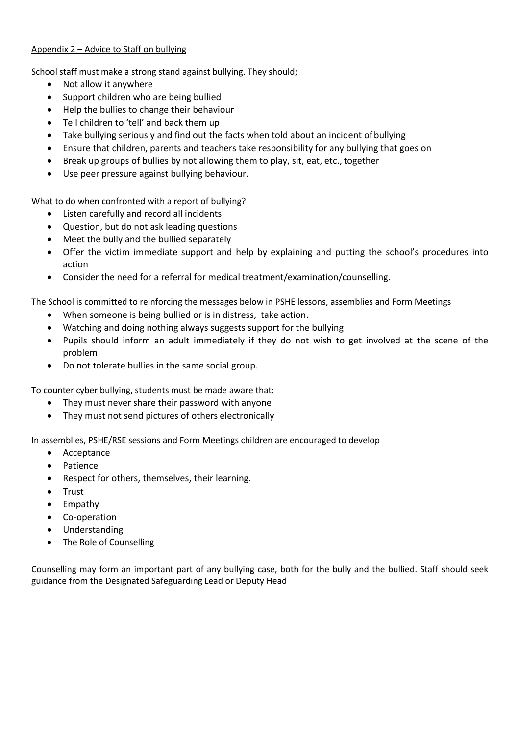Appendix 2 – Advice to Staff on bullying

School staff must make a strong stand against bullying. They should;

- Not allow it anywhere
- Support children who are being bullied
- Help the bullies to change their behaviour
- Tell children to 'tell' and back them up
- Take bullying seriously and find out the facts when told about an incident of bullying
- Ensure that children, parents and teachers take responsibility for any bullying that goes on
- Break up groups of bullies by not allowing them to play, sit, eat, etc., together
- Use peer pressure against bullying behaviour.

What to do when confronted with a report of bullying?

- Listen carefully and record all incidents
- Question, but do not ask leading questions
- Meet the bully and the bullied separately
- Offer the victim immediate support and help by explaining and putting the school's procedures into action
- Consider the need for a referral for medical treatment/examination/counselling.

The School is committed to reinforcing the messages below in PSHE lessons, assemblies and Form Meetings

- When someone is being bullied or is in distress, take action.
- Watching and doing nothing always suggests support for the bullying
- Pupils should inform an adult immediately if they do not wish to get involved at the scene of the problem
- Do not tolerate bullies in the same social group.

To counter cyber bullying, students must be made aware that:

- They must never share their password with anyone
- They must not send pictures of others electronically

In assemblies, PSHE/RSE sessions and Form Meetings children are encouraged to develop

- Acceptance
- Patience
- Respect for others, themselves, their learning.
- Trust
- Empathy
- Co-operation
- Understanding
- The Role of Counselling

Counselling may form an important part of any bullying case, both for the bully and the bullied. Staff should seek guidance from the Designated Safeguarding Lead or Deputy Head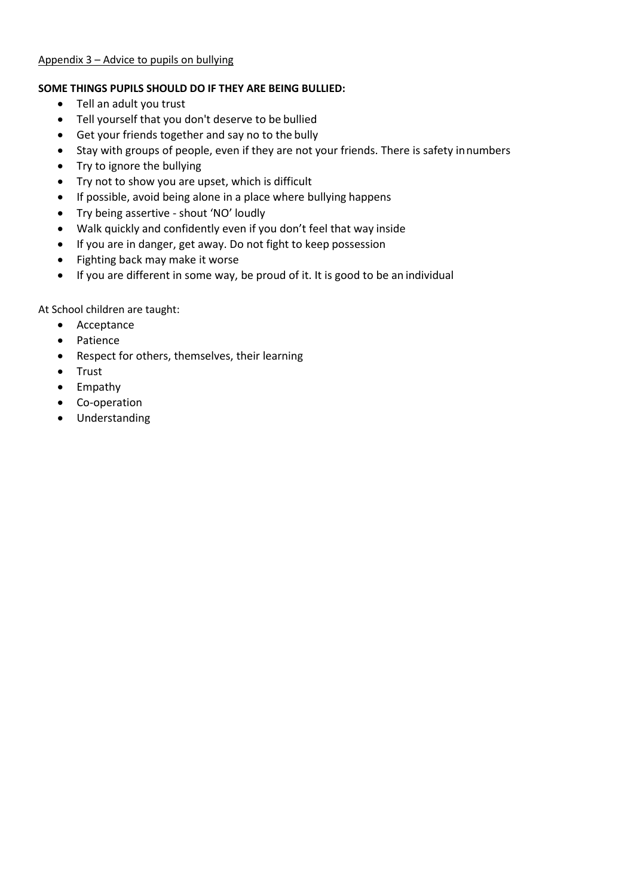Appendix 3 – Advice to pupils on bullying

**SOME THINGS PUPILS SHOULD DO IF THEY ARE BEING BULLIED:**

- Tell an adult you trust
- Tell yourself that you don't deserve to be bullied
- Get your friends together and say no to the bully
- Stay with groups of people, even if they are not your friends. There is safety in numbers
- Try to ignore the bullying
- Try not to show you are upset, which is difficult
- If possible, avoid being alone in a place where bullying happens
- Try being assertive - shout 'NO' loudly
- Walk quickly and confidently even if you don't feel that way inside
- If you are in danger, get away. Do not fight to keep possession
- Fighting back may make it worse
- If you are different in some way, be proud of it. It is good to be an individual

At School children are taught:

- Acceptance
- Patience
- Respect for others, themselves, their learning
- Trust
- Empathy
- Co-operation
- Understanding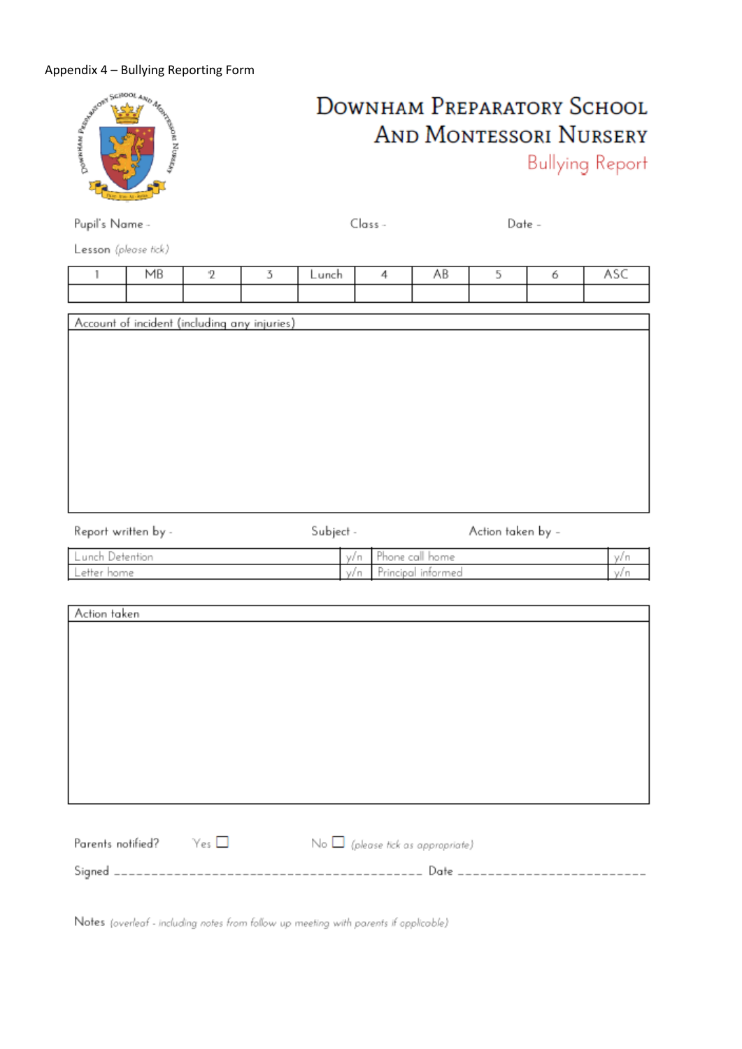Appendix 4 – Bullying Reporting Form

# Downham Preparatory School And Montessori Nursery

## Bullying Report

Pupil's Name - Class - Date -

Lesson *(please tick)*

| 1 | MB | 2 | 3 | Lunch | 4 | AB | 5 | 6 | ASC |
|---|---|---|---|---|---|---|---|---|---|
| | | | | | | | | | |

| Account of incident (including any injuries) |
|---|
| |

Report written by - Subject - Action taken by -

| | | | |
|---|---|---|---|
| Lunch Detention | y/n | Phone call home | y/n |
| Letter home | y/n | Principal informed | y/n |

| Action taken |
|---|
| |

Parents notified? Yes ☐ No ☐ *(please tick as appropriate)*

Signed ________________________________________ Date ________________________

Notes *(overleaf - including notes from follow up meeting with parents if applicable)*